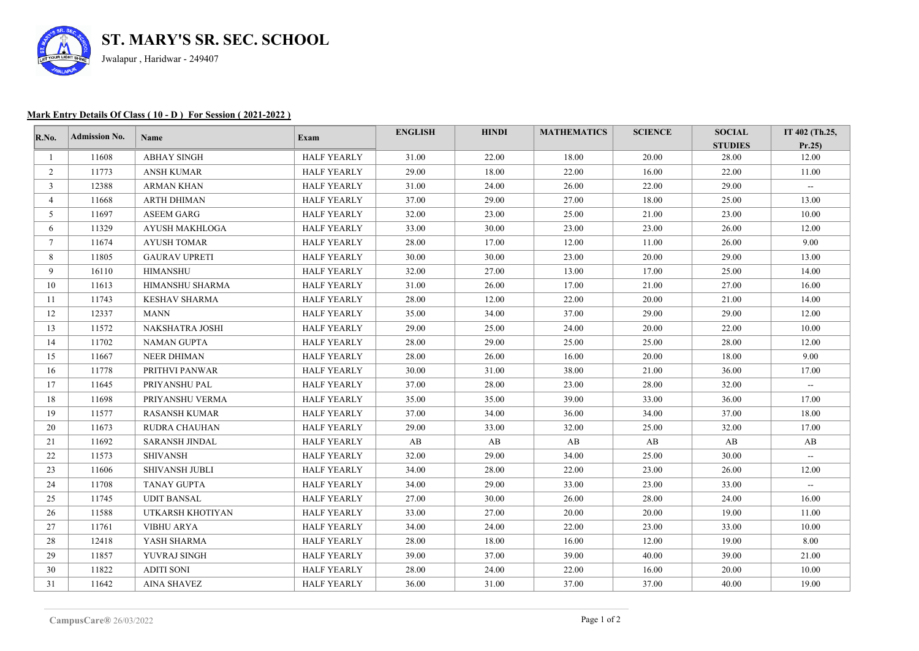# ST. MARY'S SR. SEC. SCHOOL

Jwalapur , Haridwar - 249407

**Mark Entry Details Of Class ( 10 - D ) For Session ( 2021-2022 )**

| R.No. | Admission No. | Name | Exam | ENGLISH | HINDI | MATHEMATICS | SCIENCE | SOCIAL STUDIES | IT 402 (Th.25, Pr.25) |
|---|---|---|---|---|---|---|---|---|---|
| 1 | 11608 | ABHAY SINGH | HALF YEARLY | 31.00 | 22.00 | 18.00 | 20.00 | 28.00 | 12.00 |
| 2 | 11773 | ANSH KUMAR | HALF YEARLY | 29.00 | 18.00 | 22.00 | 16.00 | 22.00 | 11.00 |
| 3 | 12388 | ARMAN KHAN | HALF YEARLY | 31.00 | 24.00 | 26.00 | 22.00 | 29.00 | -- |
| 4 | 11668 | ARTH DHIMAN | HALF YEARLY | 37.00 | 29.00 | 27.00 | 18.00 | 25.00 | 13.00 |
| 5 | 11697 | ASEEM GARG | HALF YEARLY | 32.00 | 23.00 | 25.00 | 21.00 | 23.00 | 10.00 |
| 6 | 11329 | AYUSH MAKHLOGA | HALF YEARLY | 33.00 | 30.00 | 23.00 | 23.00 | 26.00 | 12.00 |
| 7 | 11674 | AYUSH TOMAR | HALF YEARLY | 28.00 | 17.00 | 12.00 | 11.00 | 26.00 | 9.00 |
| 8 | 11805 | GAURAV UPRETI | HALF YEARLY | 30.00 | 30.00 | 23.00 | 20.00 | 29.00 | 13.00 |
| 9 | 16110 | HIMANSHU | HALF YEARLY | 32.00 | 27.00 | 13.00 | 17.00 | 25.00 | 14.00 |
| 10 | 11613 | HIMANSHU SHARMA | HALF YEARLY | 31.00 | 26.00 | 17.00 | 21.00 | 27.00 | 16.00 |
| 11 | 11743 | KESHAV SHARMA | HALF YEARLY | 28.00 | 12.00 | 22.00 | 20.00 | 21.00 | 14.00 |
| 12 | 12337 | MANN | HALF YEARLY | 35.00 | 34.00 | 37.00 | 29.00 | 29.00 | 12.00 |
| 13 | 11572 | NAKSHATRA JOSHI | HALF YEARLY | 29.00 | 25.00 | 24.00 | 20.00 | 22.00 | 10.00 |
| 14 | 11702 | NAMAN GUPTA | HALF YEARLY | 28.00 | 29.00 | 25.00 | 25.00 | 28.00 | 12.00 |
| 15 | 11667 | NEER DHIMAN | HALF YEARLY | 28.00 | 26.00 | 16.00 | 20.00 | 18.00 | 9.00 |
| 16 | 11778 | PRITHVI PANWAR | HALF YEARLY | 30.00 | 31.00 | 38.00 | 21.00 | 36.00 | 17.00 |
| 17 | 11645 | PRIYANSHU PAL | HALF YEARLY | 37.00 | 28.00 | 23.00 | 28.00 | 32.00 | -- |
| 18 | 11698 | PRIYANSHU VERMA | HALF YEARLY | 35.00 | 35.00 | 39.00 | 33.00 | 36.00 | 17.00 |
| 19 | 11577 | RASANSH KUMAR | HALF YEARLY | 37.00 | 34.00 | 36.00 | 34.00 | 37.00 | 18.00 |
| 20 | 11673 | RUDRA CHAUHAN | HALF YEARLY | 29.00 | 33.00 | 32.00 | 25.00 | 32.00 | 17.00 |
| 21 | 11692 | SARANSH JINDAL | HALF YEARLY | AB | AB | AB | AB | AB | AB |
| 22 | 11573 | SHIVANSH | HALF YEARLY | 32.00 | 29.00 | 34.00 | 25.00 | 30.00 | -- |
| 23 | 11606 | SHIVANSH JUBLI | HALF YEARLY | 34.00 | 28.00 | 22.00 | 23.00 | 26.00 | 12.00 |
| 24 | 11708 | TANAY GUPTA | HALF YEARLY | 34.00 | 29.00 | 33.00 | 23.00 | 33.00 | -- |
| 25 | 11745 | UDIT BANSAL | HALF YEARLY | 27.00 | 30.00 | 26.00 | 28.00 | 24.00 | 16.00 |
| 26 | 11588 | UTKARSH KHOTIYAN | HALF YEARLY | 33.00 | 27.00 | 20.00 | 20.00 | 19.00 | 11.00 |
| 27 | 11761 | VIBHU ARYA | HALF YEARLY | 34.00 | 24.00 | 22.00 | 23.00 | 33.00 | 10.00 |
| 28 | 12418 | YASH SHARMA | HALF YEARLY | 28.00 | 18.00 | 16.00 | 12.00 | 19.00 | 8.00 |
| 29 | 11857 | YUVRAJ SINGH | HALF YEARLY | 39.00 | 37.00 | 39.00 | 40.00 | 39.00 | 21.00 |
| 30 | 11822 | ADITI SONI | HALF YEARLY | 28.00 | 24.00 | 22.00 | 16.00 | 20.00 | 10.00 |
| 31 | 11642 | AINA SHAVEZ | HALF YEARLY | 36.00 | 31.00 | 37.00 | 37.00 | 40.00 | 19.00 |

CampusCare® 26/03/2022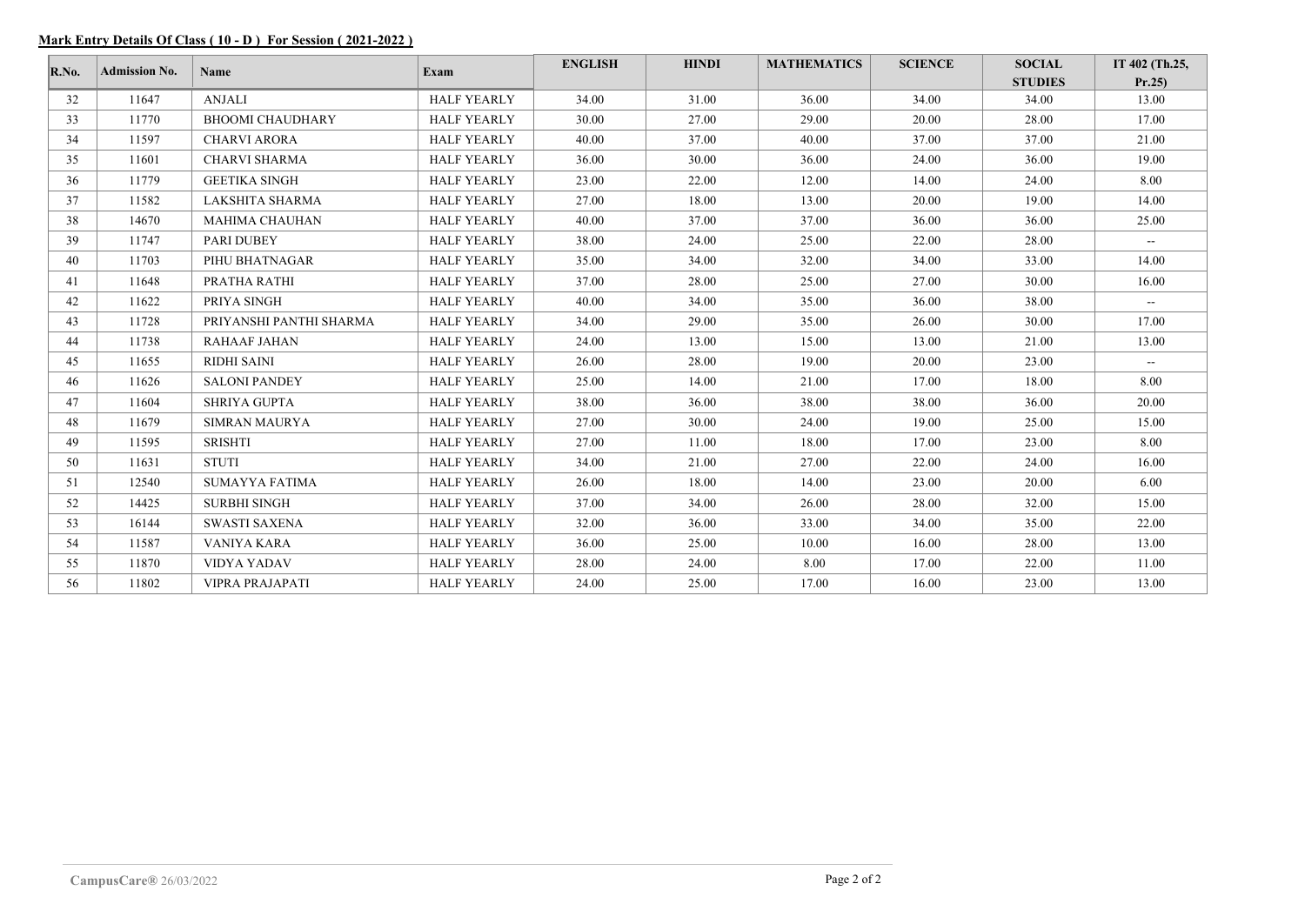**Mark Entry Details Of Class ( 10 - D ) For Session ( 2021-2022 )**

| R.No. | Admission No. | Name | Exam | ENGLISH | HINDI | MATHEMATICS | SCIENCE | SOCIAL STUDIES | IT 402 (Th.25, Pr.25) |
|---|---|---|---|---|---|---|---|---|---|
| 32 | 11647 | ANJALI | HALF YEARLY | 34.00 | 31.00 | 36.00 | 34.00 | 34.00 | 13.00 |
| 33 | 11770 | BHOOMI CHAUDHARY | HALF YEARLY | 30.00 | 27.00 | 29.00 | 20.00 | 28.00 | 17.00 |
| 34 | 11597 | CHARVI ARORA | HALF YEARLY | 40.00 | 37.00 | 40.00 | 37.00 | 37.00 | 21.00 |
| 35 | 11601 | CHARVI SHARMA | HALF YEARLY | 36.00 | 30.00 | 36.00 | 24.00 | 36.00 | 19.00 |
| 36 | 11779 | GEETIKA SINGH | HALF YEARLY | 23.00 | 22.00 | 12.00 | 14.00 | 24.00 | 8.00 |
| 37 | 11582 | LAKSHITA SHARMA | HALF YEARLY | 27.00 | 18.00 | 13.00 | 20.00 | 19.00 | 14.00 |
| 38 | 14670 | MAHIMA CHAUHAN | HALF YEARLY | 40.00 | 37.00 | 37.00 | 36.00 | 36.00 | 25.00 |
| 39 | 11747 | PARI DUBEY | HALF YEARLY | 38.00 | 24.00 | 25.00 | 22.00 | 28.00 | -- |
| 40 | 11703 | PIHU BHATNAGAR | HALF YEARLY | 35.00 | 34.00 | 32.00 | 34.00 | 33.00 | 14.00 |
| 41 | 11648 | PRATHA RATHI | HALF YEARLY | 37.00 | 28.00 | 25.00 | 27.00 | 30.00 | 16.00 |
| 42 | 11622 | PRIYA SINGH | HALF YEARLY | 40.00 | 34.00 | 35.00 | 36.00 | 38.00 | -- |
| 43 | 11728 | PRIYANSHI PANTHI SHARMA | HALF YEARLY | 34.00 | 29.00 | 35.00 | 26.00 | 30.00 | 17.00 |
| 44 | 11738 | RAHAAF JAHAN | HALF YEARLY | 24.00 | 13.00 | 15.00 | 13.00 | 21.00 | 13.00 |
| 45 | 11655 | RIDHI SAINI | HALF YEARLY | 26.00 | 28.00 | 19.00 | 20.00 | 23.00 | -- |
| 46 | 11626 | SALONI PANDEY | HALF YEARLY | 25.00 | 14.00 | 21.00 | 17.00 | 18.00 | 8.00 |
| 47 | 11604 | SHRIYA GUPTA | HALF YEARLY | 38.00 | 36.00 | 38.00 | 38.00 | 36.00 | 20.00 |
| 48 | 11679 | SIMRAN MAURYA | HALF YEARLY | 27.00 | 30.00 | 24.00 | 19.00 | 25.00 | 15.00 |
| 49 | 11595 | SRISHTI | HALF YEARLY | 27.00 | 11.00 | 18.00 | 17.00 | 23.00 | 8.00 |
| 50 | 11631 | STUTI | HALF YEARLY | 34.00 | 21.00 | 27.00 | 22.00 | 24.00 | 16.00 |
| 51 | 12540 | SUMAYYA FATIMA | HALF YEARLY | 26.00 | 18.00 | 14.00 | 23.00 | 20.00 | 6.00 |
| 52 | 14425 | SURBHI SINGH | HALF YEARLY | 37.00 | 34.00 | 26.00 | 28.00 | 32.00 | 15.00 |
| 53 | 16144 | SWASTI SAXENA | HALF YEARLY | 32.00 | 36.00 | 33.00 | 34.00 | 35.00 | 22.00 |
| 54 | 11587 | VANIYA KARA | HALF YEARLY | 36.00 | 25.00 | 10.00 | 16.00 | 28.00 | 13.00 |
| 55 | 11870 | VIDYA YADAV | HALF YEARLY | 28.00 | 24.00 | 8.00 | 17.00 | 22.00 | 11.00 |
| 56 | 11802 | VIPRA PRAJAPATI | HALF YEARLY | 24.00 | 25.00 | 17.00 | 16.00 | 23.00 | 13.00 |

**CampusCare®** 26/03/2022